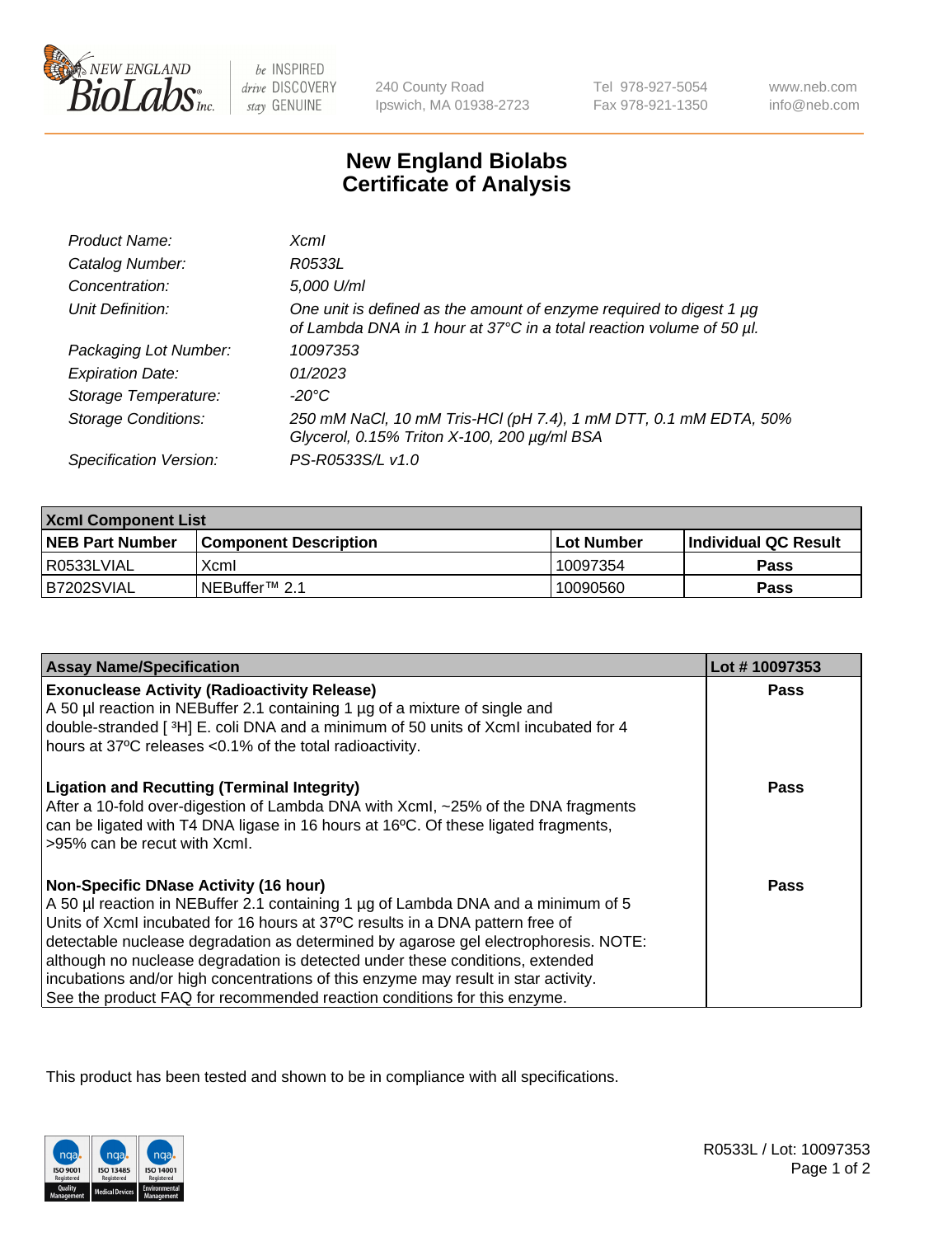240 County Road
Ipswich, MA 01938-2723

Tel 978-927-5054
Fax 978-921-1350

www.neb.com
info@neb.com

# New England Biolabs
# Certificate of Analysis

| | |
|---|---|
| *Product Name:* | *XcmI* |
| *Catalog Number:* | *R0533L* |
| *Concentration:* | *5,000 U/ml* |
| *Unit Definition:* | *One unit is defined as the amount of enzyme required to digest 1 µg of Lambda DNA in 1 hour at 37°C in a total reaction volume of 50 µl.* |
| *Packaging Lot Number:* | *10097353* |
| *Expiration Date:* | *01/2023* |
| *Storage Temperature:* | *-20°C* |
| *Storage Conditions:* | *250 mM NaCl, 10 mM Tris-HCl (pH 7.4), 1 mM DTT, 0.1 mM EDTA, 50% Glycerol, 0.15% Triton X-100, 200 µg/ml BSA* |
| *Specification Version:* | *PS-R0533S/L v1.0* |

| XcmI Component List | | | |
|---|---|---|---|
| **NEB Part Number** | **Component Description** | **Lot Number** | **Individual QC Result** |
| R0533LVIAL | XcmI | 10097354 | **Pass** |
| B7202SVIAL | NEBuffer™ 2.1 | 10090560 | **Pass** |

| Assay Name/Specification | Lot # 10097353 |
|---|---|
| **Exonuclease Activity (Radioactivity Release)**<br>A 50 µl reaction in NEBuffer 2.1 containing 1 µg of a mixture of single and double-stranded [ $^3$H] E. coli DNA and a minimum of 50 units of XcmI incubated for 4 hours at 37ºC releases <0.1% of the total radioactivity. | **Pass** |
| **Ligation and Recutting (Terminal Integrity)**<br>After a 10-fold over-digestion of Lambda DNA with XcmI, ~25% of the DNA fragments can be ligated with T4 DNA ligase in 16 hours at 16ºC. Of these ligated fragments, >95% can be recut with XcmI. | **Pass** |
| **Non-Specific DNase Activity (16 hour)**<br>A 50 µl reaction in NEBuffer 2.1 containing 1 µg of Lambda DNA and a minimum of 5 Units of XcmI incubated for 16 hours at 37ºC results in a DNA pattern free of detectable nuclease degradation as determined by agarose gel electrophoresis. NOTE: although no nuclease degradation is detected under these conditions, extended incubations and/or high concentrations of this enzyme may result in star activity. See the product FAQ for recommended reaction conditions for this enzyme. | **Pass** |

This product has been tested and shown to be in compliance with all specifications.

R0533L / Lot: 10097353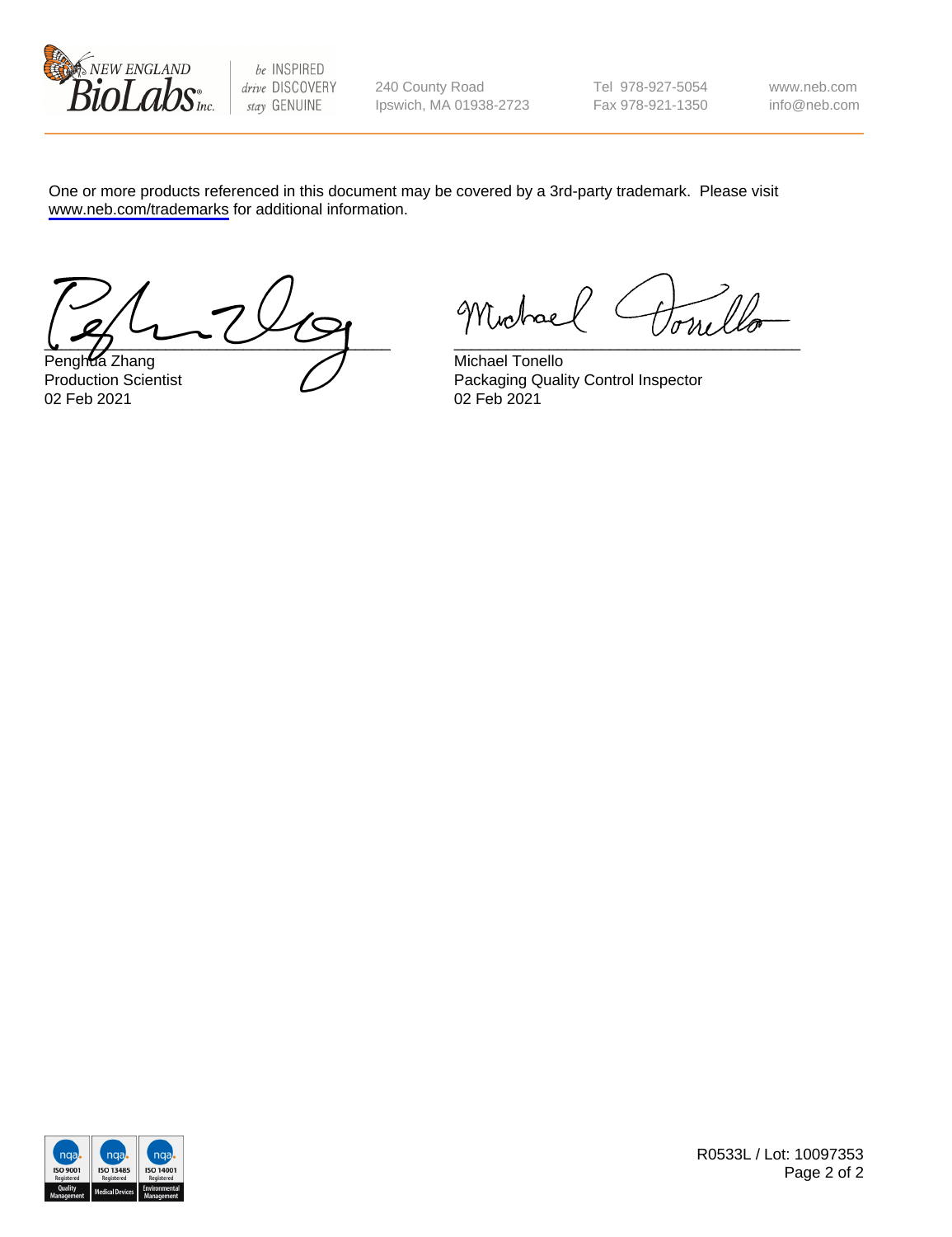One or more products referenced in this document may be covered by a 3rd-party trademark. Please visit www.neb.com/trademarks for additional information.

Penghua Zhang
Production Scientist
02 Feb 2021

Michael Tonello
Packaging Quality Control Inspector
02 Feb 2021

R0533L / Lot: 10097353